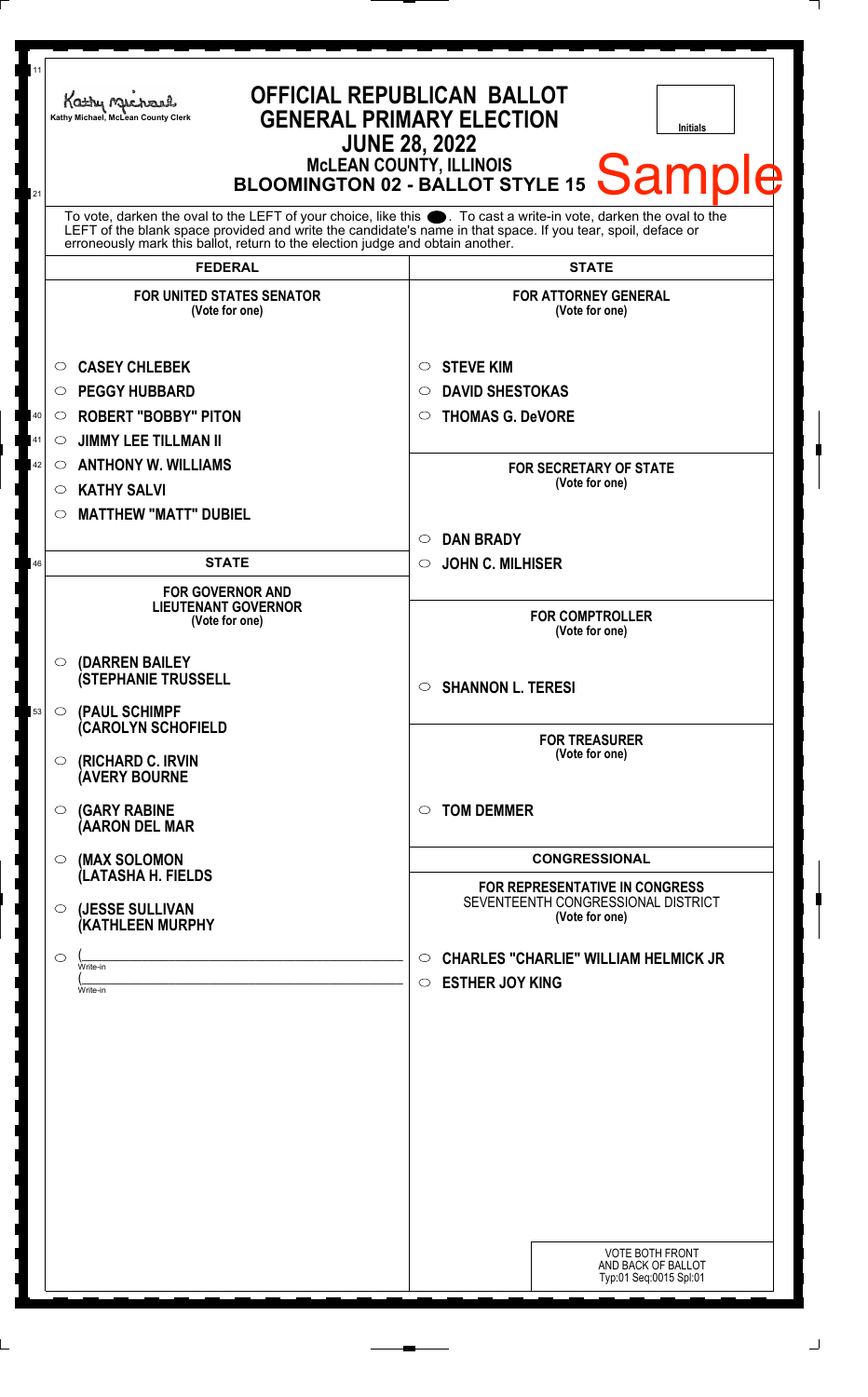Kathy Michael, McLean County Clerk

# OFFICIAL REPUBLICAN BALLOT
## GENERAL PRIMARY ELECTION
## JUNE 28, 2022
### McLEAN COUNTY, ILLINOIS
### BLOOMINGTON 02 - BALLOT STYLE 15

Sample

Initials

To vote, darken the oval to the LEFT of your choice, like this ●. To cast a write-in vote, darken the oval to the LEFT of the blank space provided and write the candidate's name in that space. If you tear, spoil, deface or erroneously mark this ballot, return to the election judge and obtain another.

## FEDERAL

**FOR UNITED STATES SENATOR**
(Vote for one)

- ○ CASEY CHLEBEK
- ○ PEGGY HUBBARD
- ○ ROBERT "BOBBY" PITON
- ○ JIMMY LEE TILLMAN II
- ○ ANTHONY W. WILLIAMS
- ○ KATHY SALVI
- ○ MATTHEW "MATT" DUBIEL

## STATE

**FOR GOVERNOR AND LIEUTENANT GOVERNOR**
(Vote for one)

- ○ (DARREN BAILEY (STEPHANIE TRUSSELL
- ○ (PAUL SCHIMPF (CAROLYN SCHOFIELD
- ○ (RICHARD C. IRVIN (AVERY BOURNE
- ○ (GARY RABINE (AARON DEL MAR
- ○ (MAX SOLOMON (LATASHA H. FIELDS
- ○ (JESSE SULLIVAN (KATHLEEN MURPHY
- ○ (\_\_\_\_\_\_\_\_\_\_ Write-in (\_\_\_\_\_\_\_\_\_\_ Write-in

## STATE

**FOR ATTORNEY GENERAL**
(Vote for one)

- ○ STEVE KIM
- ○ DAVID SHESTOKAS
- ○ THOMAS G. DeVORE

**FOR SECRETARY OF STATE**
(Vote for one)

- ○ DAN BRADY
- ○ JOHN C. MILHISER

**FOR COMPTROLLER**
(Vote for one)

- ○ SHANNON L. TERESI

**FOR TREASURER**
(Vote for one)

- ○ TOM DEMMER

## CONGRESSIONAL

**FOR REPRESENTATIVE IN CONGRESS**
SEVENTEENTH CONGRESSIONAL DISTRICT
(Vote for one)

- ○ CHARLES "CHARLIE" WILLIAM HELMICK JR
- ○ ESTHER JOY KING

VOTE BOTH FRONT AND BACK OF BALLOT
Typ:01 Seq:0015 Spl:01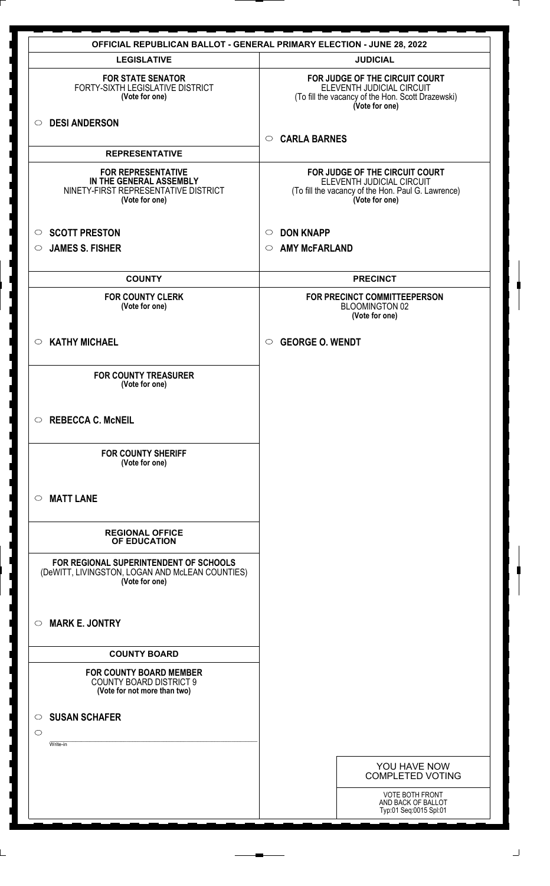# OFFICIAL REPUBLICAN BALLOT - GENERAL PRIMARY ELECTION - JUNE 28, 2022

## LEGISLATIVE

**FOR STATE SENATOR**
FORTY-SIXTH LEGISLATIVE DISTRICT
**(Vote for one)**

○ **DESI ANDERSON**

## REPRESENTATIVE

**FOR REPRESENTATIVE IN THE GENERAL ASSEMBLY**
NINETY-FIRST REPRESENTATIVE DISTRICT
**(Vote for one)**

○ **SCOTT PRESTON**
○ **JAMES S. FISHER**

## COUNTY

**FOR COUNTY CLERK**
**(Vote for one)**

○ **KATHY MICHAEL**

**FOR COUNTY TREASURER**
**(Vote for one)**

○ **REBECCA C. McNEIL**

**FOR COUNTY SHERIFF**
**(Vote for one)**

○ **MATT LANE**

## REGIONAL OFFICE OF EDUCATION

**FOR REGIONAL SUPERINTENDENT OF SCHOOLS**
(DeWITT, LIVINGSTON, LOGAN AND McLEAN COUNTIES)
**(Vote for one)**

○ **MARK E. JONTRY**

## COUNTY BOARD

**FOR COUNTY BOARD MEMBER**
COUNTY BOARD DISTRICT 9
**(Vote for not more than two)**

○ **SUSAN SCHAFER**
○ ____________________
Write-in

## JUDICIAL

**FOR JUDGE OF THE CIRCUIT COURT**
ELEVENTH JUDICIAL CIRCUIT
(To fill the vacancy of the Hon. Scott Drazewski)
**(Vote for one)**

○ **CARLA BARNES**

**FOR JUDGE OF THE CIRCUIT COURT**
ELEVENTH JUDICIAL CIRCUIT
(To fill the vacancy of the Hon. Paul G. Lawrence)
**(Vote for one)**

○ **DON KNAPP**
○ **AMY McFARLAND**

## PRECINCT

**FOR PRECINCT COMMITTEEPERSON**
BLOOMINGTON 02
**(Vote for one)**

○ **GEORGE O. WENDT**

YOU HAVE NOW COMPLETED VOTING

VOTE BOTH FRONT AND BACK OF BALLOT
Typ:01 Seq:0015 Spl:01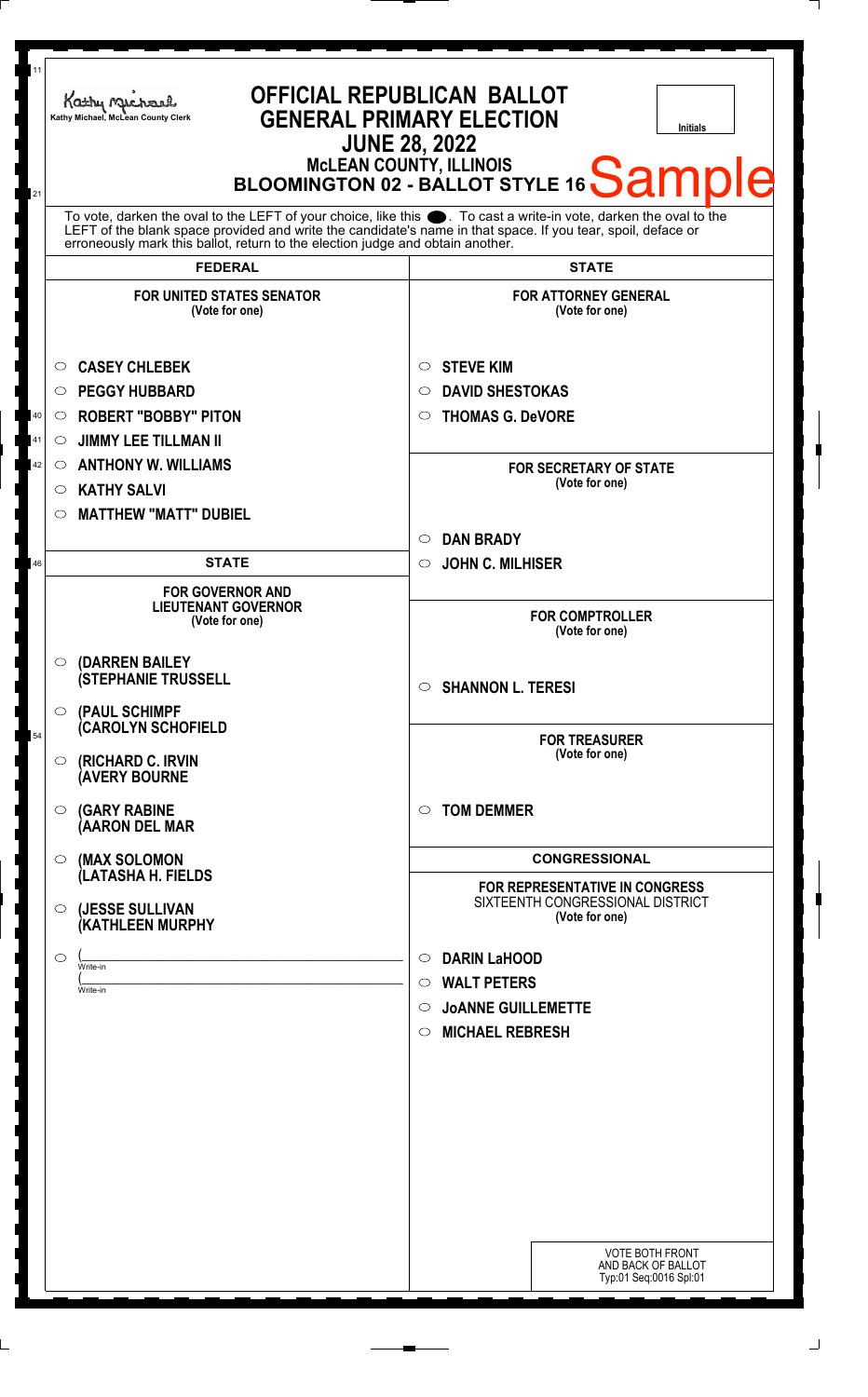Kathy Michael, McLean County Clerk

# OFFICIAL REPUBLICAN BALLOT
## GENERAL PRIMARY ELECTION
## JUNE 28, 2022
### McLEAN COUNTY, ILLINOIS
### BLOOMINGTON 02 - BALLOT STYLE 16

**Sample**

Initials

To vote, darken the oval to the LEFT of your choice, like this ●. To cast a write-in vote, darken the oval to the LEFT of the blank space provided and write the candidate's name in that space. If you tear, spoil, deface or erroneously mark this ballot, return to the election judge and obtain another.

## FEDERAL

### FOR UNITED STATES SENATOR
(Vote for one)

- ○ **CASEY CHLEBEK**
- ○ **PEGGY HUBBARD**
- ○ **ROBERT "BOBBY" PITON**
- ○ **JIMMY LEE TILLMAN II**
- ○ **ANTHONY W. WILLIAMS**
- ○ **KATHY SALVI**
- ○ **MATTHEW "MATT" DUBIEL**

## STATE

### FOR GOVERNOR AND LIEUTENANT GOVERNOR
(Vote for one)

- ○ **(DARREN BAILEY (STEPHANIE TRUSSELL**
- ○ **(PAUL SCHIMPF (CAROLYN SCHOFIELD**
- ○ **(RICHARD C. IRVIN (AVERY BOURNE**
- ○ **(GARY RABINE (AARON DEL MAR**
- ○ **(MAX SOLOMON (LATASHA H. FIELDS**
- ○ **(JESSE SULLIVAN (KATHLEEN MURPHY**
- ○ (\_\_\_\_\_\_\_\_\_\_\_\_\_\_\_\_\_\_\_\_ Write-in  
  (\_\_\_\_\_\_\_\_\_\_\_\_\_\_\_\_\_\_\_\_ Write-in

## STATE

### FOR ATTORNEY GENERAL
(Vote for one)

- ○ **STEVE KIM**
- ○ **DAVID SHESTOKAS**
- ○ **THOMAS G. DeVORE**

### FOR SECRETARY OF STATE
(Vote for one)

- ○ **DAN BRADY**
- ○ **JOHN C. MILHISER**

### FOR COMPTROLLER
(Vote for one)

- ○ **SHANNON L. TERESI**

### FOR TREASURER
(Vote for one)

- ○ **TOM DEMMER**

## CONGRESSIONAL

### FOR REPRESENTATIVE IN CONGRESS
SIXTEENTH CONGRESSIONAL DISTRICT
(Vote for one)

- ○ **DARIN LaHOOD**
- ○ **WALT PETERS**
- ○ **JoANNE GUILLEMETTE**
- ○ **MICHAEL REBRESH**

VOTE BOTH FRONT AND BACK OF BALLOT
Typ:01 Seq:0016 Spl:01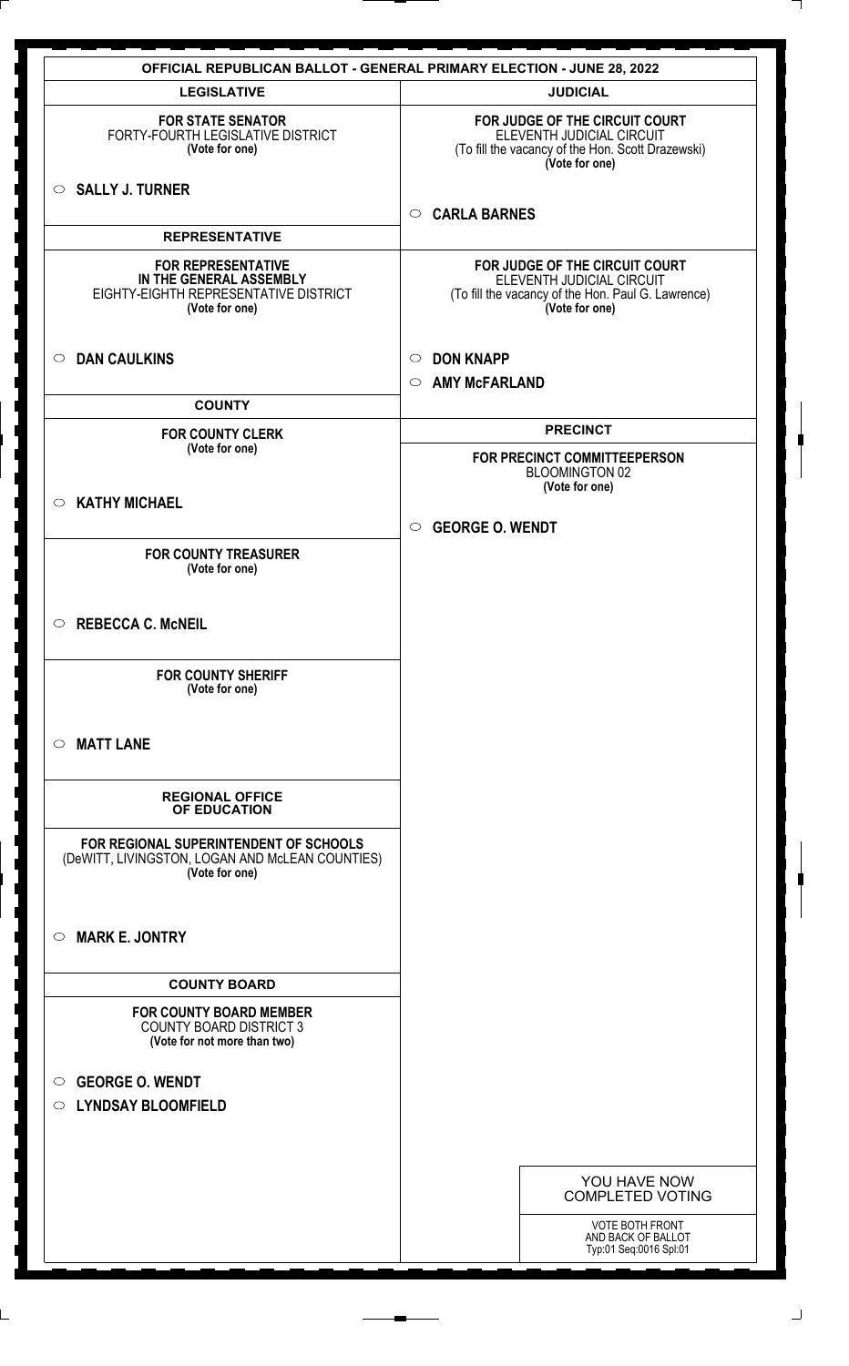# OFFICIAL REPUBLICAN BALLOT - GENERAL PRIMARY ELECTION - JUNE 28, 2022

## LEGISLATIVE

**FOR STATE SENATOR**
FORTY-FOURTH LEGISLATIVE DISTRICT
**(Vote for one)**

○ **SALLY J. TURNER**

## REPRESENTATIVE

**FOR REPRESENTATIVE IN THE GENERAL ASSEMBLY**
EIGHTY-EIGHTH REPRESENTATIVE DISTRICT
**(Vote for one)**

○ **DAN CAULKINS**

## COUNTY

**FOR COUNTY CLERK**
**(Vote for one)**

○ **KATHY MICHAEL**

**FOR COUNTY TREASURER**
**(Vote for one)**

○ **REBECCA C. McNEIL**

**FOR COUNTY SHERIFF**
**(Vote for one)**

○ **MATT LANE**

## REGIONAL OFFICE OF EDUCATION

**FOR REGIONAL SUPERINTENDENT OF SCHOOLS**
(DeWITT, LIVINGSTON, LOGAN AND McLEAN COUNTIES)
**(Vote for one)**

○ **MARK E. JONTRY**

## COUNTY BOARD

**FOR COUNTY BOARD MEMBER**
COUNTY BOARD DISTRICT 3
**(Vote for not more than two)**

○ **GEORGE O. WENDT**

○ **LYNDSAY BLOOMFIELD**

## JUDICIAL

**FOR JUDGE OF THE CIRCUIT COURT**
ELEVENTH JUDICIAL CIRCUIT
(To fill the vacancy of the Hon. Scott Drazewski)
**(Vote for one)**

○ **CARLA BARNES**

**FOR JUDGE OF THE CIRCUIT COURT**
ELEVENTH JUDICIAL CIRCUIT
(To fill the vacancy of the Hon. Paul G. Lawrence)
**(Vote for one)**

○ **DON KNAPP**

○ **AMY McFARLAND**

## PRECINCT

**FOR PRECINCT COMMITTEEPERSON**
BLOOMINGTON 02
**(Vote for one)**

○ **GEORGE O. WENDT**

YOU HAVE NOW COMPLETED VOTING

VOTE BOTH FRONT AND BACK OF BALLOT
Typ:01 Seq:0016 Spl:01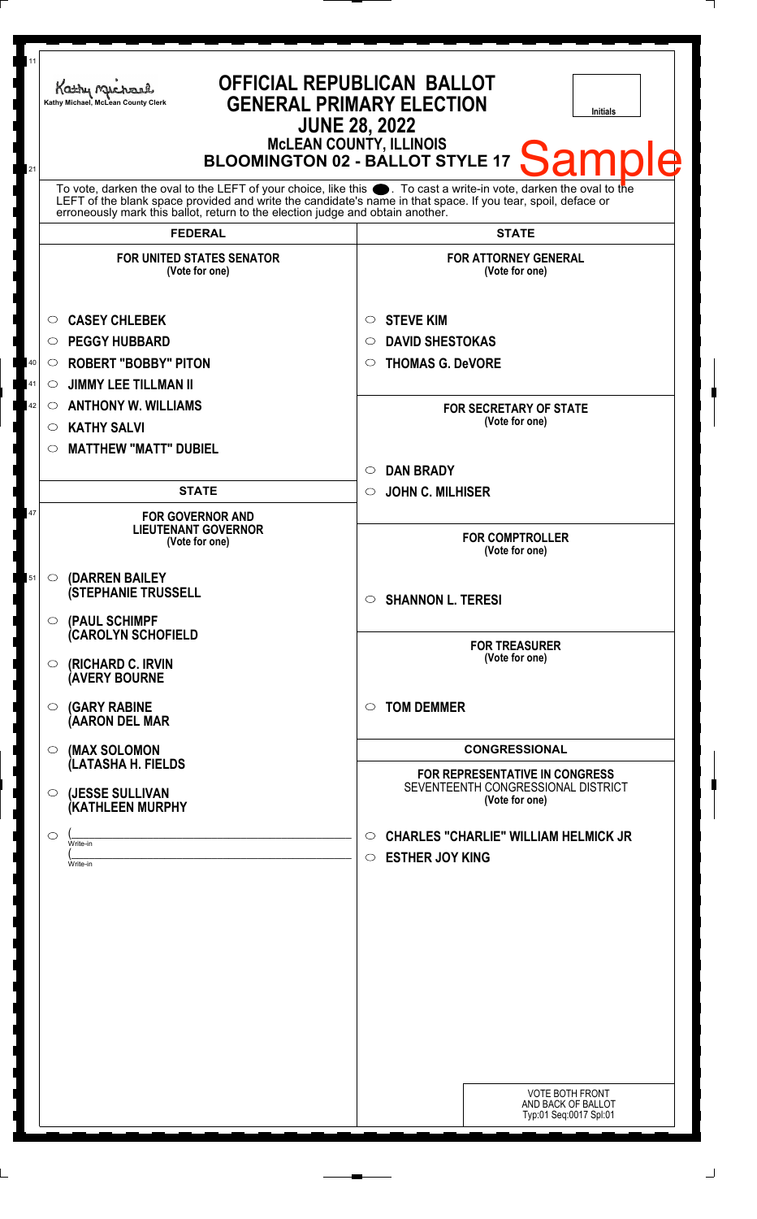Kathy Michael, McLean County Clerk

# OFFICIAL REPUBLICAN BALLOT
## GENERAL PRIMARY ELECTION
## JUNE 28, 2022
### McLEAN COUNTY, ILLINOIS
### BLOOMINGTON 02 - BALLOT STYLE 17

Initials

Sample

To vote, darken the oval to the LEFT of your choice, like this ●. To cast a write-in vote, darken the oval to the LEFT of the blank space provided and write the candidate's name in that space. If you tear, spoil, deface or erroneously mark this ballot, return to the election judge and obtain another.

## FEDERAL

**FOR UNITED STATES SENATOR**
(Vote for one)

- ○ CASEY CHLEBEK
- ○ PEGGY HUBBARD
- ○ ROBERT "BOBBY" PITON
- ○ JIMMY LEE TILLMAN II
- ○ ANTHONY W. WILLIAMS
- ○ KATHY SALVI
- ○ MATTHEW "MATT" DUBIEL

## STATE

**FOR GOVERNOR AND LIEUTENANT GOVERNOR**
(Vote for one)

- ○ (DARREN BAILEY (STEPHANIE TRUSSELL
- ○ (PAUL SCHIMPF (CAROLYN SCHOFIELD
- ○ (RICHARD C. IRVIN (AVERY BOURNE
- ○ (GARY RABINE (AARON DEL MAR
- ○ (MAX SOLOMON (LATASHA H. FIELDS
- ○ (JESSE SULLIVAN (KATHLEEN MURPHY
- ○ (____________________ Write-in (____________________ Write-in

## STATE

**FOR ATTORNEY GENERAL**
(Vote for one)

- ○ STEVE KIM
- ○ DAVID SHESTOKAS
- ○ THOMAS G. DeVORE

**FOR SECRETARY OF STATE**
(Vote for one)

- ○ DAN BRADY
- ○ JOHN C. MILHISER

**FOR COMPTROLLER**
(Vote for one)

- ○ SHANNON L. TERESI

**FOR TREASURER**
(Vote for one)

- ○ TOM DEMMER

## CONGRESSIONAL

**FOR REPRESENTATIVE IN CONGRESS**
SEVENTEENTH CONGRESSIONAL DISTRICT
(Vote for one)

- ○ CHARLES "CHARLIE" WILLIAM HELMICK JR
- ○ ESTHER JOY KING

VOTE BOTH FRONT AND BACK OF BALLOT
Typ:01 Seq:0017 Spl:01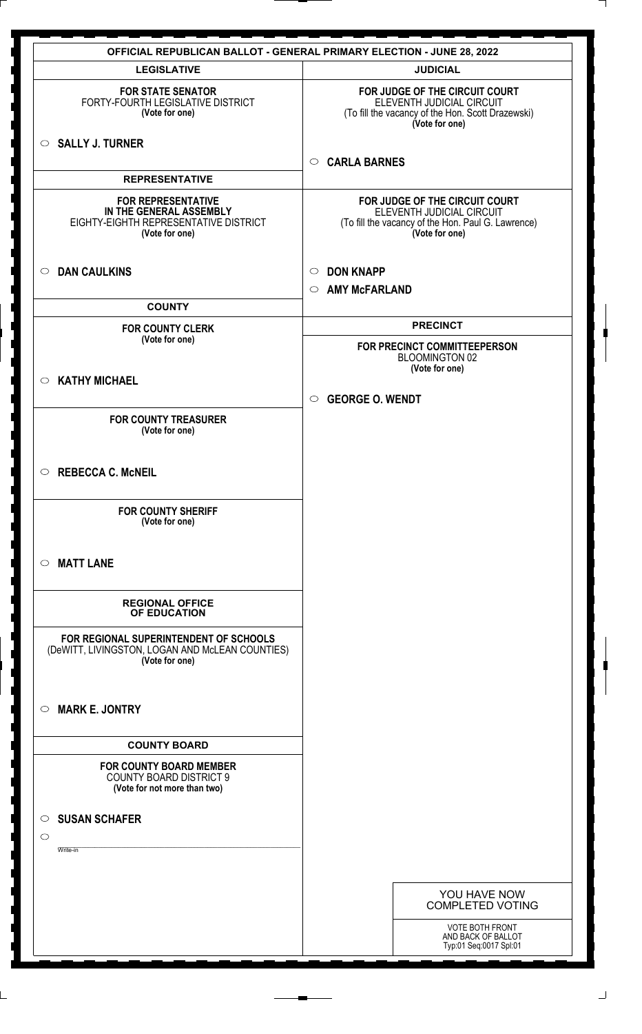# OFFICIAL REPUBLICAN BALLOT - GENERAL PRIMARY ELECTION - JUNE 28, 2022

## LEGISLATIVE

**FOR STATE SENATOR**
FORTY-FOURTH LEGISLATIVE DISTRICT
**(Vote for one)**

○ **SALLY J. TURNER**

## REPRESENTATIVE

**FOR REPRESENTATIVE IN THE GENERAL ASSEMBLY**
EIGHTY-EIGHTH REPRESENTATIVE DISTRICT
**(Vote for one)**

○ **DAN CAULKINS**

## COUNTY

**FOR COUNTY CLERK**
**(Vote for one)**

○ **KATHY MICHAEL**

**FOR COUNTY TREASURER**
**(Vote for one)**

○ **REBECCA C. McNEIL**

**FOR COUNTY SHERIFF**
**(Vote for one)**

○ **MATT LANE**

## REGIONAL OFFICE OF EDUCATION

**FOR REGIONAL SUPERINTENDENT OF SCHOOLS**
(DeWITT, LIVINGSTON, LOGAN AND McLEAN COUNTIES)
**(Vote for one)**

○ **MARK E. JONTRY**

## COUNTY BOARD

**FOR COUNTY BOARD MEMBER**
COUNTY BOARD DISTRICT 9
**(Vote for not more than two)**

○ **SUSAN SCHAFER**

○ ____________________
Write-in

## JUDICIAL

**FOR JUDGE OF THE CIRCUIT COURT**
ELEVENTH JUDICIAL CIRCUIT
(To fill the vacancy of the Hon. Scott Drazewski)
**(Vote for one)**

○ **CARLA BARNES**

**FOR JUDGE OF THE CIRCUIT COURT**
ELEVENTH JUDICIAL CIRCUIT
(To fill the vacancy of the Hon. Paul G. Lawrence)
**(Vote for one)**

○ **DON KNAPP**

○ **AMY McFARLAND**

## PRECINCT

**FOR PRECINCT COMMITTEEPERSON**
BLOOMINGTON 02
**(Vote for one)**

○ **GEORGE O. WENDT**

YOU HAVE NOW COMPLETED VOTING

VOTE BOTH FRONT AND BACK OF BALLOT
Typ:01 Seq:0017 Spl:01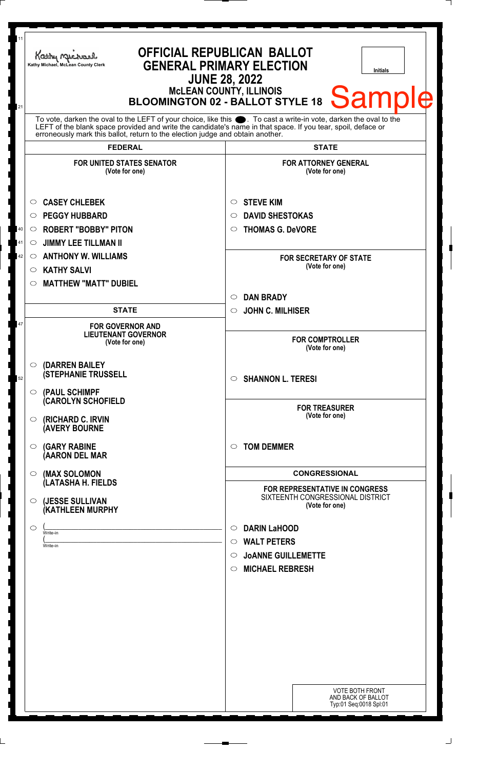Kathy Michael, McLean County Clerk

# OFFICIAL REPUBLICAN BALLOT
## GENERAL PRIMARY ELECTION
### JUNE 28, 2022
### McLEAN COUNTY, ILLINOIS
### BLOOMINGTON 02 - BALLOT STYLE 18

Initials

Sample

To vote, darken the oval to the LEFT of your choice, like this ●. To cast a write-in vote, darken the oval to the LEFT of the blank space provided and write the candidate's name in that space. If you tear, spoil, deface or erroneously mark this ballot, return to the election judge and obtain another.

## FEDERAL

**FOR UNITED STATES SENATOR**
**(Vote for one)**

- ○ CASEY CHLEBEK
- ○ PEGGY HUBBARD
- ○ ROBERT "BOBBY" PITON
- ○ JIMMY LEE TILLMAN II
- ○ ANTHONY W. WILLIAMS
- ○ KATHY SALVI
- ○ MATTHEW "MATT" DUBIEL

## STATE

**FOR GOVERNOR AND LIEUTENANT GOVERNOR**
**(Vote for one)**

- ○ (DARREN BAILEY (STEPHANIE TRUSSELL
- ○ (PAUL SCHIMPF (CAROLYN SCHOFIELD
- ○ (RICHARD C. IRVIN (AVERY BOURNE
- ○ (GARY RABINE (AARON DEL MAR
- ○ (MAX SOLOMON (LATASHA H. FIELDS
- ○ (JESSE SULLIVAN (KATHLEEN MURPHY
- ○ (\_\_\_\_\_\_\_\_\_\_ Write-in (\_\_\_\_\_\_\_\_\_\_ Write-in

## STATE

**FOR ATTORNEY GENERAL**
**(Vote for one)**

- ○ STEVE KIM
- ○ DAVID SHESTOKAS
- ○ THOMAS G. DeVORE

**FOR SECRETARY OF STATE**
**(Vote for one)**

- ○ DAN BRADY
- ○ JOHN C. MILHISER

**FOR COMPTROLLER**
**(Vote for one)**

- ○ SHANNON L. TERESI

**FOR TREASURER**
**(Vote for one)**

- ○ TOM DEMMER

## CONGRESSIONAL

**FOR REPRESENTATIVE IN CONGRESS**
SIXTEENTH CONGRESSIONAL DISTRICT
**(Vote for one)**

- ○ DARIN LaHOOD
- ○ WALT PETERS
- ○ JoANNE GUILLEMETTE
- ○ MICHAEL REBRESH

VOTE BOTH FRONT AND BACK OF BALLOT
Typ:01 Seq:0018 Spl:01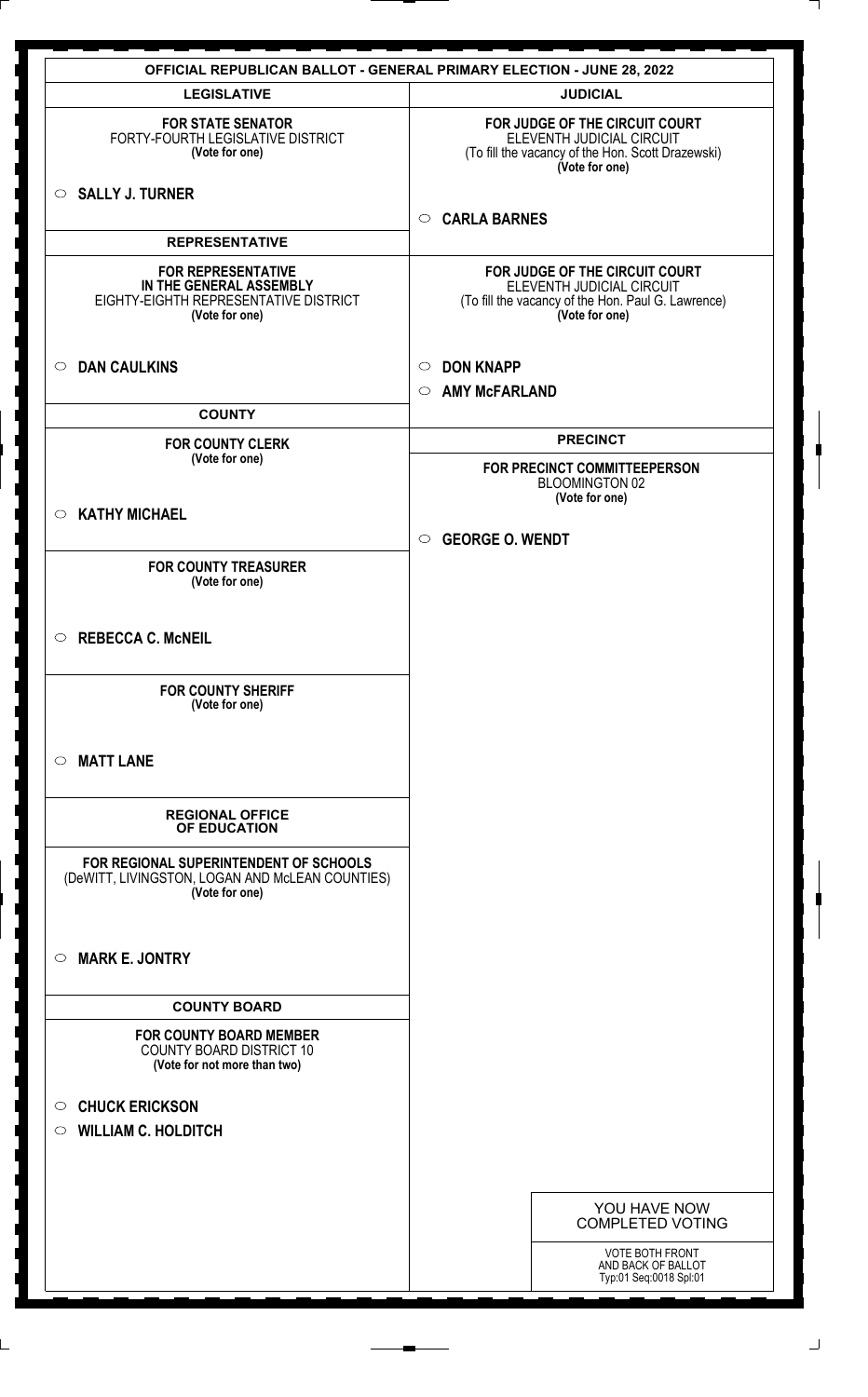# OFFICIAL REPUBLICAN BALLOT - GENERAL PRIMARY ELECTION - JUNE 28, 2022

## LEGISLATIVE

**FOR STATE SENATOR**
FORTY-FOURTH LEGISLATIVE DISTRICT
**(Vote for one)**

○ **SALLY J. TURNER**

## REPRESENTATIVE

**FOR REPRESENTATIVE IN THE GENERAL ASSEMBLY**
EIGHTY-EIGHTH REPRESENTATIVE DISTRICT
**(Vote for one)**

○ **DAN CAULKINS**

## COUNTY

**FOR COUNTY CLERK**
**(Vote for one)**

○ **KATHY MICHAEL**

**FOR COUNTY TREASURER**
**(Vote for one)**

○ **REBECCA C. McNEIL**

**FOR COUNTY SHERIFF**
**(Vote for one)**

○ **MATT LANE**

## REGIONAL OFFICE OF EDUCATION

**FOR REGIONAL SUPERINTENDENT OF SCHOOLS**
(DeWITT, LIVINGSTON, LOGAN AND McLEAN COUNTIES)
**(Vote for one)**

○ **MARK E. JONTRY**

## COUNTY BOARD

**FOR COUNTY BOARD MEMBER**
COUNTY BOARD DISTRICT 10
**(Vote for not more than two)**

○ **CHUCK ERICKSON**
○ **WILLIAM C. HOLDITCH**

## JUDICIAL

**FOR JUDGE OF THE CIRCUIT COURT**
ELEVENTH JUDICIAL CIRCUIT
(To fill the vacancy of the Hon. Scott Drazewski)
**(Vote for one)**

○ **CARLA BARNES**

**FOR JUDGE OF THE CIRCUIT COURT**
ELEVENTH JUDICIAL CIRCUIT
(To fill the vacancy of the Hon. Paul G. Lawrence)
**(Vote for one)**

○ **DON KNAPP**
○ **AMY McFARLAND**

## PRECINCT

**FOR PRECINCT COMMITTEEPERSON**
BLOOMINGTON 02
**(Vote for one)**

○ **GEORGE O. WENDT**

YOU HAVE NOW COMPLETED VOTING

VOTE BOTH FRONT AND BACK OF BALLOT
Typ:01 Seq:0018 Spl:01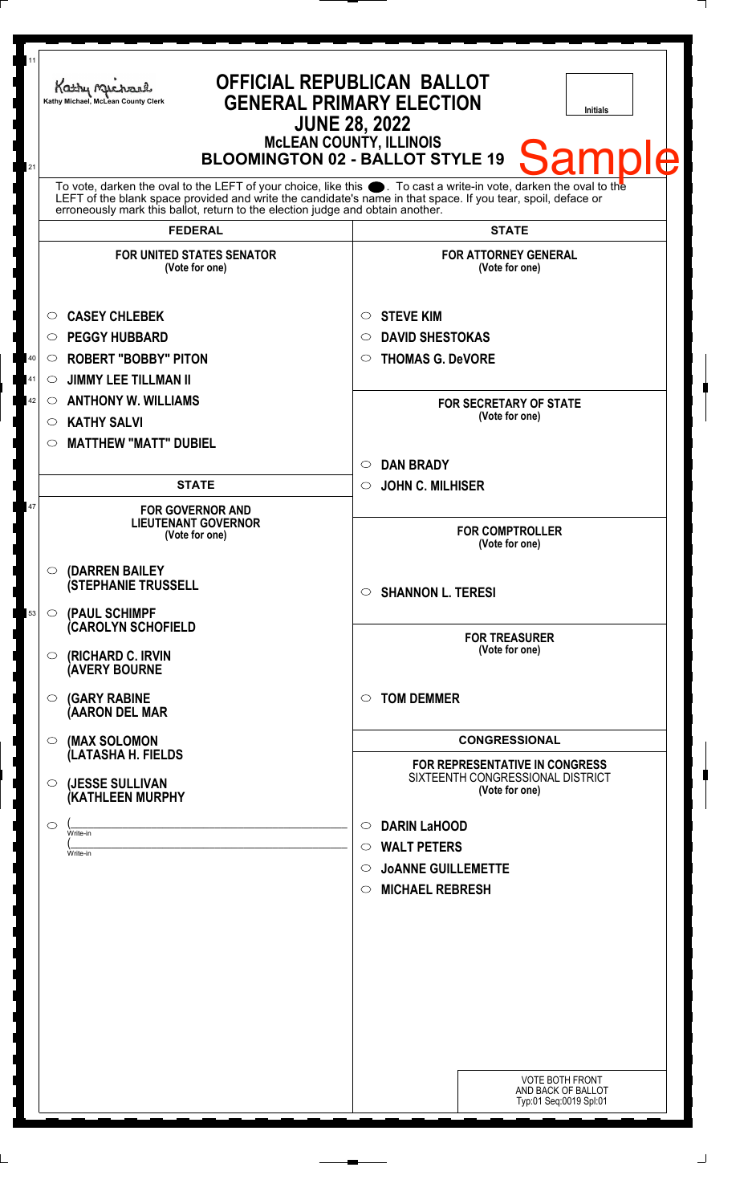Kathy Michael, McLean County Clerk

# OFFICIAL REPUBLICAN BALLOT
## GENERAL PRIMARY ELECTION
## JUNE 28, 2022
### McLEAN COUNTY, ILLINOIS
### BLOOMINGTON 02 - BALLOT STYLE 19

Initials

Sample

To vote, darken the oval to the LEFT of your choice, like this ⬬. To cast a write-in vote, darken the oval to the LEFT of the blank space provided and write the candidate's name in that space. If you tear, spoil, deface or erroneously mark this ballot, return to the election judge and obtain another.

## FEDERAL

**FOR UNITED STATES SENATOR**
(Vote for one)

- ○ **CASEY CHLEBEK**
- ○ **PEGGY HUBBARD**
- ○ **ROBERT "BOBBY" PITON**
- ○ **JIMMY LEE TILLMAN II**
- ○ **ANTHONY W. WILLIAMS**
- ○ **KATHY SALVI**
- ○ **MATTHEW "MATT" DUBIEL**

## STATE

**FOR GOVERNOR AND LIEUTENANT GOVERNOR**
(Vote for one)

- ○ **(DARREN BAILEY (STEPHANIE TRUSSELL**
- ○ **(PAUL SCHIMPF (CAROLYN SCHOFIELD**
- ○ **(RICHARD C. IRVIN (AVERY BOURNE**
- ○ **(GARY RABINE (AARON DEL MAR**
- ○ **(MAX SOLOMON (LATASHA H. FIELDS**
- ○ **(JESSE SULLIVAN (KATHLEEN MURPHY**
- ○ (\_\_\_\_\_\_\_\_\_\_\_\_\_\_\_\_ Write-in
  (\_\_\_\_\_\_\_\_\_\_\_\_\_\_\_\_ Write-in

## STATE

**FOR ATTORNEY GENERAL**
(Vote for one)

- ○ **STEVE KIM**
- ○ **DAVID SHESTOKAS**
- ○ **THOMAS G. DeVORE**

**FOR SECRETARY OF STATE**
(Vote for one)

- ○ **DAN BRADY**
- ○ **JOHN C. MILHISER**

**FOR COMPTROLLER**
(Vote for one)

- ○ **SHANNON L. TERESI**

**FOR TREASURER**
(Vote for one)

- ○ **TOM DEMMER**

## CONGRESSIONAL

**FOR REPRESENTATIVE IN CONGRESS**
SIXTEENTH CONGRESSIONAL DISTRICT
(Vote for one)

- ○ **DARIN LaHOOD**
- ○ **WALT PETERS**
- ○ **JoANNE GUILLEMETTE**
- ○ **MICHAEL REBRESH**

VOTE BOTH FRONT AND BACK OF BALLOT
Typ:01 Seq:0019 Spl:01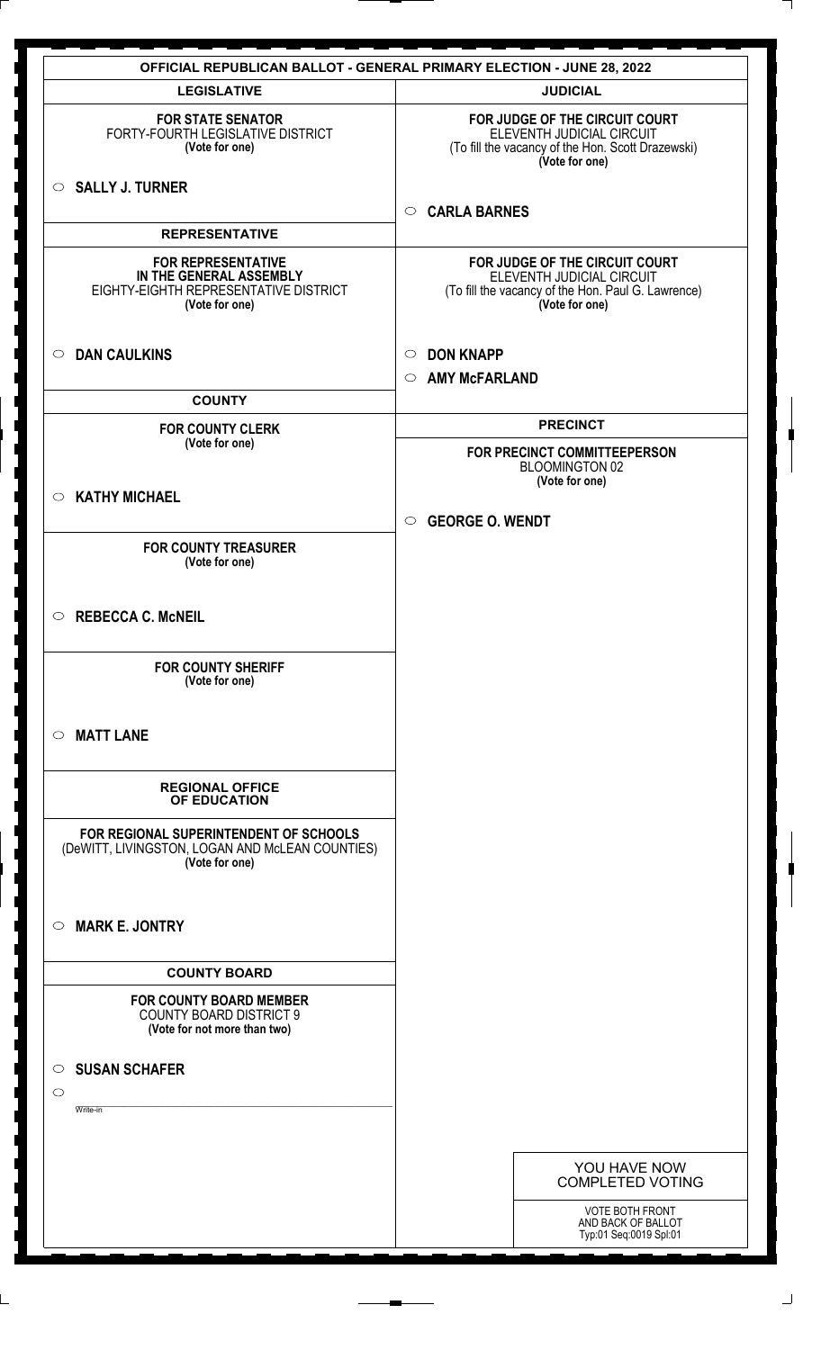# OFFICIAL REPUBLICAN BALLOT - GENERAL PRIMARY ELECTION - JUNE 28, 2022

## LEGISLATIVE

**FOR STATE SENATOR**
FORTY-FOURTH LEGISLATIVE DISTRICT
**(Vote for one)**

○ **SALLY J. TURNER**

## REPRESENTATIVE

**FOR REPRESENTATIVE IN THE GENERAL ASSEMBLY**
EIGHTY-EIGHTH REPRESENTATIVE DISTRICT
**(Vote for one)**

○ **DAN CAULKINS**

## COUNTY

**FOR COUNTY CLERK**
**(Vote for one)**

○ **KATHY MICHAEL**

**FOR COUNTY TREASURER**
**(Vote for one)**

○ **REBECCA C. McNEIL**

**FOR COUNTY SHERIFF**
**(Vote for one)**

○ **MATT LANE**

## REGIONAL OFFICE OF EDUCATION

**FOR REGIONAL SUPERINTENDENT OF SCHOOLS**
(DeWITT, LIVINGSTON, LOGAN AND McLEAN COUNTIES)
**(Vote for one)**

○ **MARK E. JONTRY**

## COUNTY BOARD

**FOR COUNTY BOARD MEMBER**
COUNTY BOARD DISTRICT 9
**(Vote for not more than two)**

○ **SUSAN SCHAFER**

○ ____________________
Write-in

## JUDICIAL

**FOR JUDGE OF THE CIRCUIT COURT**
ELEVENTH JUDICIAL CIRCUIT
(To fill the vacancy of the Hon. Scott Drazewski)
**(Vote for one)**

○ **CARLA BARNES**

**FOR JUDGE OF THE CIRCUIT COURT**
ELEVENTH JUDICIAL CIRCUIT
(To fill the vacancy of the Hon. Paul G. Lawrence)
**(Vote for one)**

○ **DON KNAPP**

○ **AMY McFARLAND**

## PRECINCT

**FOR PRECINCT COMMITTEEPERSON**
BLOOMINGTON 02
**(Vote for one)**

○ **GEORGE O. WENDT**

YOU HAVE NOW COMPLETED VOTING

VOTE BOTH FRONT AND BACK OF BALLOT
Typ:01 Seq:0019 Spl:01